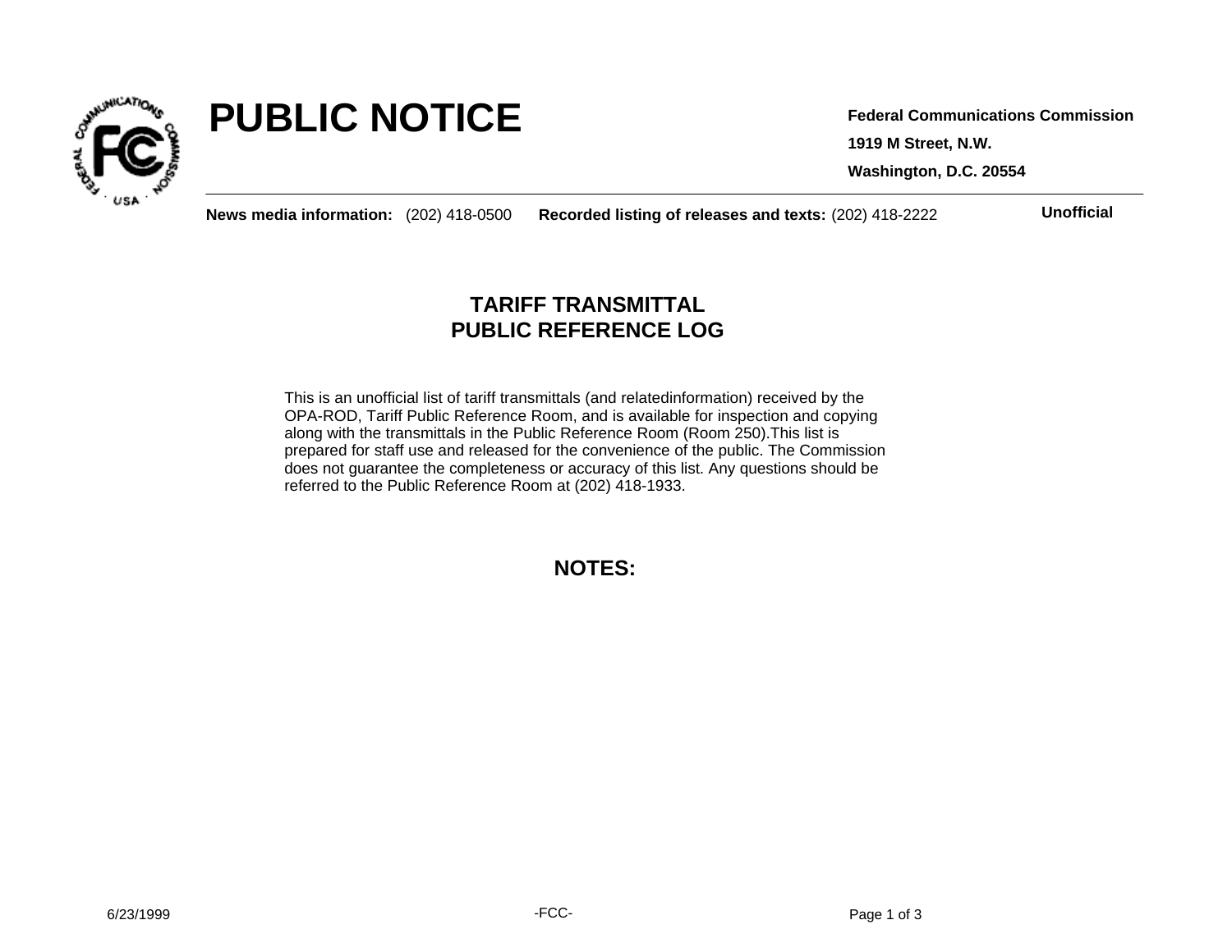# PUBLIC NOTICE

**Federal Communications Commission**

**1919 M Street, N.W.**

**Washington, D.C. 20554**

**News media information:** (202) 418-0500 **Recorded listing of releases and texts:** (202) 418-2222

**Unofficial**

## TARIFF TRANSMITTAL
## PUBLIC REFERENCE LOG

This is an unofficial list of tariff transmittals (and relatedinformation) received by the OPA-ROD, Tariff Public Reference Room, and is available for inspection and copying along with the transmittals in the Public Reference Room (Room 250).This list is prepared for staff use and released for the convenience of the public. The Commission does not guarantee the completeness or accuracy of this list. Any questions should be referred to the Public Reference Room at (202) 418-1933.

## NOTES:

6/23/1999

-FCC-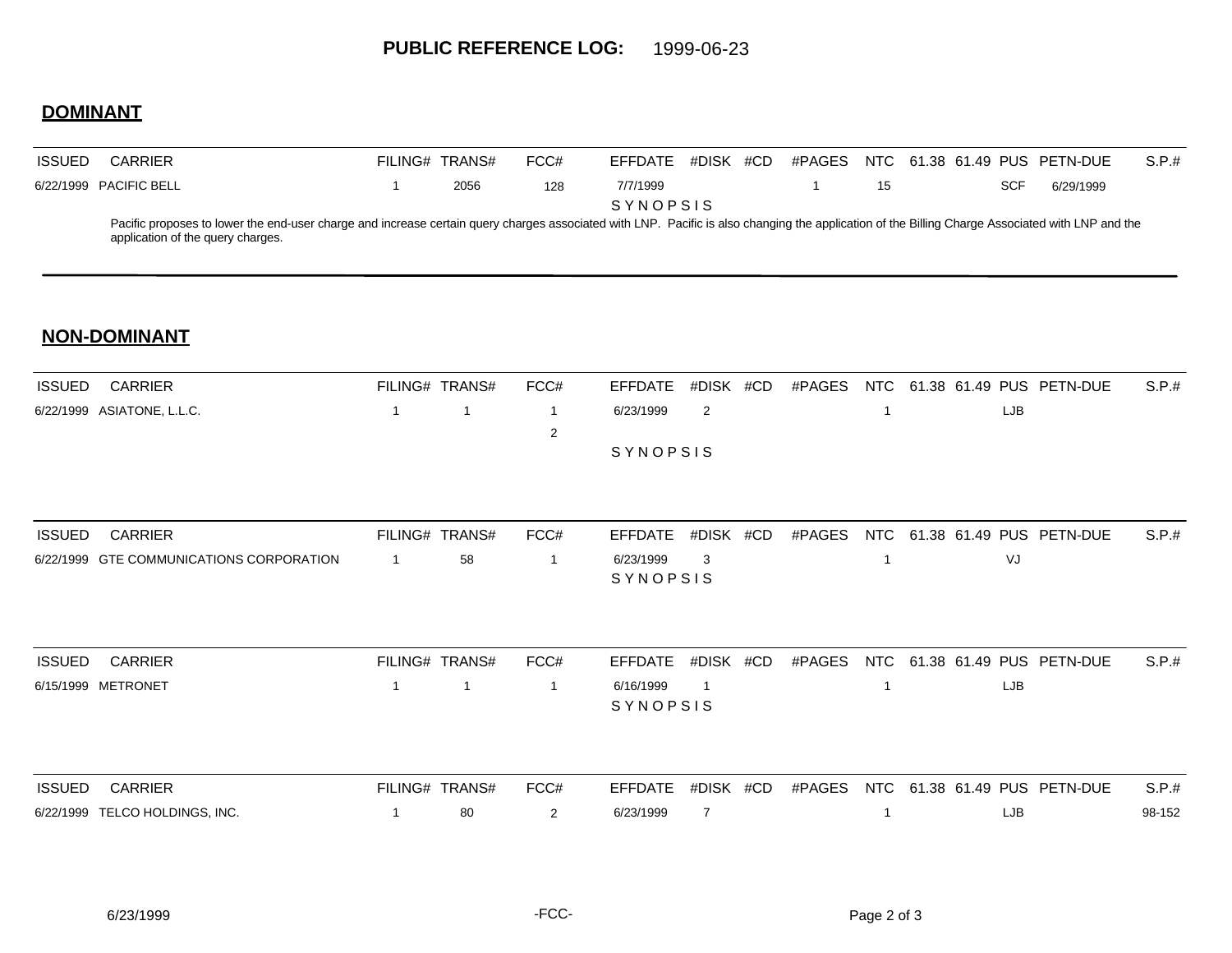**PUBLIC REFERENCE LOG:** 1999-06-23

## DOMINANT

| ISSUED | CARRIER | FILING# | TRANS# | FCC# | EFFDATE | #DISK | #CD | #PAGES | NTC | 61.38 | 61.49 | PUS | PETN-DUE | S.P.# |
|---|---|---|---|---|---|---|---|---|---|---|---|---|---|---|
| 6/22/1999 | PACIFIC BELL | 1 | 2056 | 128 | 7/7/1999 | | | 1 | 15 | | | SCF | 6/29/1999 | |

SYNOPSIS

Pacific proposes to lower the end-user charge and increase certain query charges associated with LNP. Pacific is also changing the application of the Billing Charge Associated with LNP and the application of the query charges.

## NON-DOMINANT

| ISSUED | CARRIER | FILING# | TRANS# | FCC# | EFFDATE | #DISK | #CD | #PAGES | NTC | 61.38 | 61.49 | PUS | PETN-DUE | S.P.# |
|---|---|---|---|---|---|---|---|---|---|---|---|---|---|---|
| 6/22/1999 | ASIATONE, L.L.C. | 1 | 1 | 1<br>2 | 6/23/1999 | 2 | | | 1 | | | LJB | | |

SYNOPSIS

| ISSUED | CARRIER | FILING# | TRANS# | FCC# | EFFDATE | #DISK | #CD | #PAGES | NTC | 61.38 | 61.49 | PUS | PETN-DUE | S.P.# |
|---|---|---|---|---|---|---|---|---|---|---|---|---|---|---|
| 6/22/1999 | GTE COMMUNICATIONS CORPORATION | 1 | 58 | 1 | 6/23/1999 | 3 | | | 1 | | | VJ | | |

SYNOPSIS

| ISSUED | CARRIER | FILING# | TRANS# | FCC# | EFFDATE | #DISK | #CD | #PAGES | NTC | 61.38 | 61.49 | PUS | PETN-DUE | S.P.# |
|---|---|---|---|---|---|---|---|---|---|---|---|---|---|---|
| 6/15/1999 | METRONET | 1 | 1 | 1 | 6/16/1999 | 1 | | | 1 | | | LJB | | |

SYNOPSIS

| ISSUED | CARRIER | FILING# | TRANS# | FCC# | EFFDATE | #DISK | #CD | #PAGES | NTC | 61.38 | 61.49 | PUS | PETN-DUE | S.P.# |
|---|---|---|---|---|---|---|---|---|---|---|---|---|---|---|
| 6/22/1999 | TELCO HOLDINGS, INC. | 1 | 80 | 2 | 6/23/1999 | 7 | | | 1 | | | LJB | | 98-152 |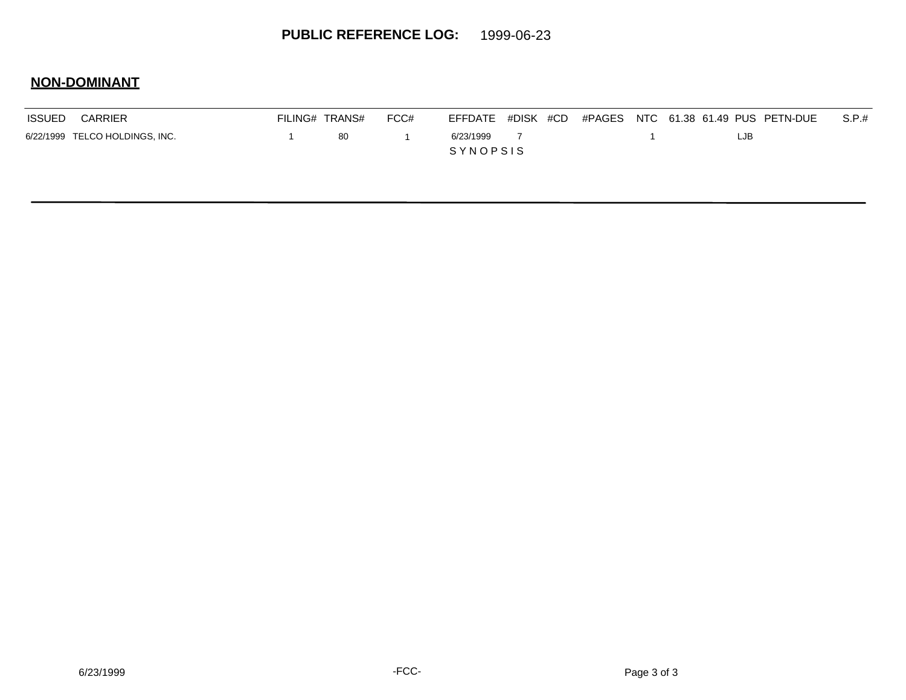**PUBLIC REFERENCE LOG:** 1999-06-23

## NON-DOMINANT

| ISSUED | CARRIER | FILING# | TRANS# | FCC# | EFFDATE | #DISK | #CD | #PAGES | NTC | 61.38 | 61.49 | PUS | PETN-DUE | S.P.# |
|---|---|---|---|---|---|---|---|---|---|---|---|---|---|---|
| 6/22/1999 | TELCO HOLDINGS, INC. | 1 | 80 | 1 | 6/23/1999 | 7 | | | 1 | | | LJB | | |
| | | | | | SYNOPSIS | | | | | | | | | |